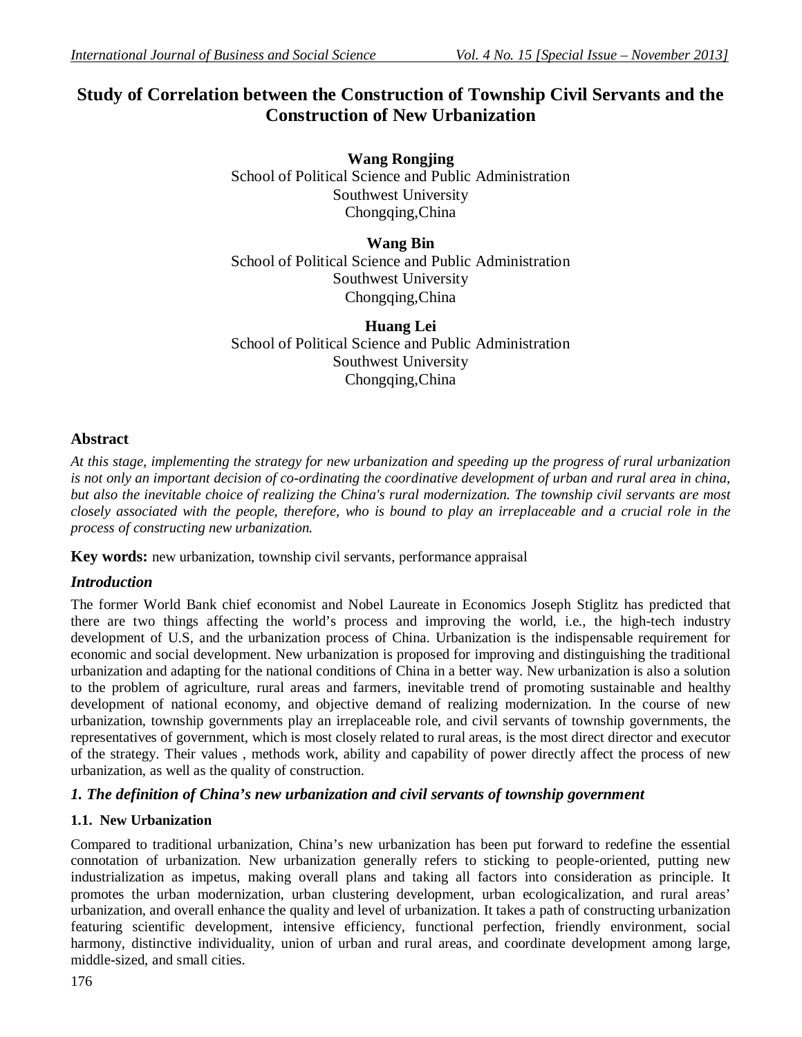# Study of Correlation between the Construction of Township Civil Servants and the Construction of New Urbanization

**Wang Rongjing**
School of Political Science and Public Administration
Southwest University
Chongqing,China

**Wang Bin**
School of Political Science and Public Administration
Southwest University
Chongqing,China

**Huang Lei**
School of Political Science and Public Administration
Southwest University
Chongqing,China

## Abstract

*At this stage, implementing the strategy for new urbanization and speeding up the progress of rural urbanization is not only an important decision of co-ordinating the coordinative development of urban and rural area in china, but also the inevitable choice of realizing the China's rural modernization. The township civil servants are most closely associated with the people, therefore, who is bound to play an irreplaceable and a crucial role in the process of constructing new urbanization.*

**Key words:** new urbanization, township civil servants, performance appraisal

## *Introduction*

The former World Bank chief economist and Nobel Laureate in Economics Joseph Stiglitz has predicted that there are two things affecting the world's process and improving the world, i.e., the high-tech industry development of U.S, and the urbanization process of China. Urbanization is the indispensable requirement for economic and social development. New urbanization is proposed for improving and distinguishing the traditional urbanization and adapting for the national conditions of China in a better way. New urbanization is also a solution to the problem of agriculture, rural areas and farmers, inevitable trend of promoting sustainable and healthy development of national economy, and objective demand of realizing modernization. In the course of new urbanization, township governments play an irreplaceable role, and civil servants of township governments, the representatives of government, which is most closely related to rural areas, is the most direct director and executor of the strategy. Their values , methods work, ability and capability of power directly affect the process of new urbanization, as well as the quality of construction.

## *1. The definition of China's new urbanization and civil servants of township government*

### 1.1. New Urbanization

Compared to traditional urbanization, China's new urbanization has been put forward to redefine the essential connotation of urbanization. New urbanization generally refers to sticking to people-oriented, putting new industrialization as impetus, making overall plans and taking all factors into consideration as principle. It promotes the urban modernization, urban clustering development, urban ecologicalization, and rural areas' urbanization, and overall enhance the quality and level of urbanization. It takes a path of constructing urbanization featuring scientific development, intensive efficiency, functional perfection, friendly environment, social harmony, distinctive individuality, union of urban and rural areas, and coordinate development among large, middle-sized, and small cities.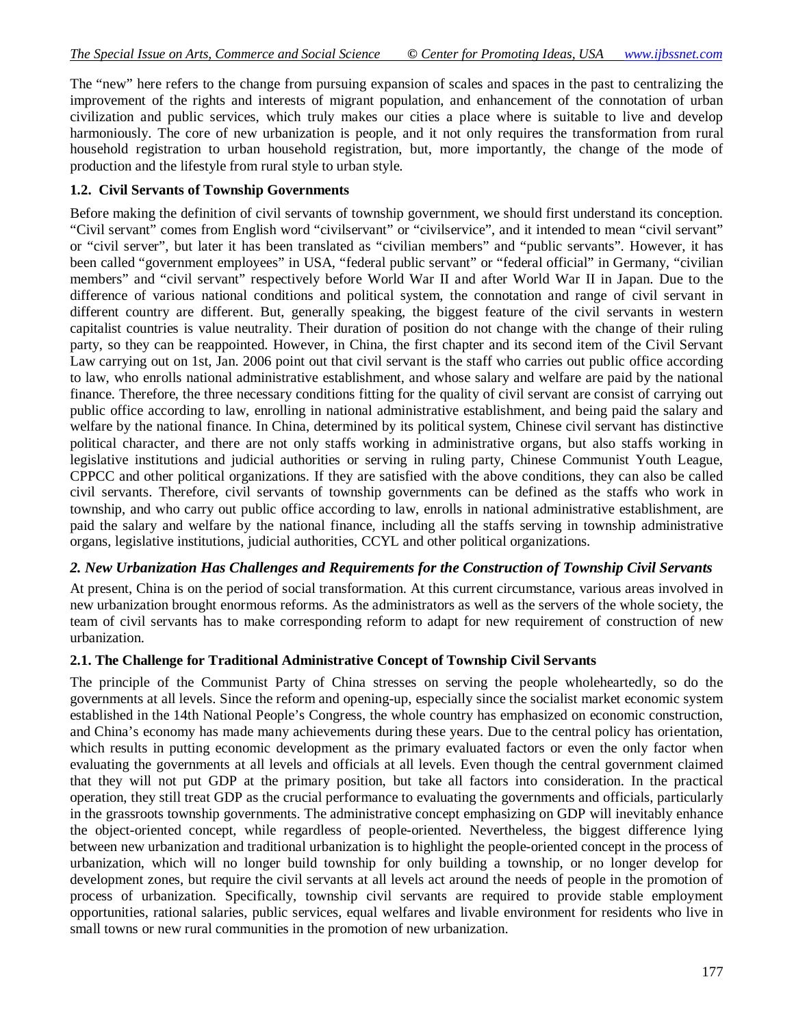The "new" here refers to the change from pursuing expansion of scales and spaces in the past to centralizing the improvement of the rights and interests of migrant population, and enhancement of the connotation of urban civilization and public services, which truly makes our cities a place where is suitable to live and develop harmoniously. The core of new urbanization is people, and it not only requires the transformation from rural household registration to urban household registration, but, more importantly, the change of the mode of production and the lifestyle from rural style to urban style.

### 1.2. Civil Servants of Township Governments

Before making the definition of civil servants of township government, we should first understand its conception. "Civil servant" comes from English word "civilservant" or "civilservice", and it intended to mean "civil servant" or "civil server", but later it has been translated as "civilian members" and "public servants". However, it has been called "government employees" in USA, "federal public servant" or "federal official" in Germany, "civilian members" and "civil servant" respectively before World War II and after World War II in Japan. Due to the difference of various national conditions and political system, the connotation and range of civil servant in different country are different. But, generally speaking, the biggest feature of the civil servants in western capitalist countries is value neutrality. Their duration of position do not change with the change of their ruling party, so they can be reappointed. However, in China, the first chapter and its second item of the Civil Servant Law carrying out on 1st, Jan. 2006 point out that civil servant is the staff who carries out public office according to law, who enrolls national administrative establishment, and whose salary and welfare are paid by the national finance. Therefore, the three necessary conditions fitting for the quality of civil servant are consist of carrying out public office according to law, enrolling in national administrative establishment, and being paid the salary and welfare by the national finance. In China, determined by its political system, Chinese civil servant has distinctive political character, and there are not only staffs working in administrative organs, but also staffs working in legislative institutions and judicial authorities or serving in ruling party, Chinese Communist Youth League, CPPCC and other political organizations. If they are satisfied with the above conditions, they can also be called civil servants. Therefore, civil servants of township governments can be defined as the staffs who work in township, and who carry out public office according to law, enrolls in national administrative establishment, are paid the salary and welfare by the national finance, including all the staffs serving in township administrative organs, legislative institutions, judicial authorities, CCYL and other political organizations.

## *2. New Urbanization Has Challenges and Requirements for the Construction of Township Civil Servants*

At present, China is on the period of social transformation. At this current circumstance, various areas involved in new urbanization brought enormous reforms. As the administrators as well as the servers of the whole society, the team of civil servants has to make corresponding reform to adapt for new requirement of construction of new urbanization.

### 2.1. The Challenge for Traditional Administrative Concept of Township Civil Servants

The principle of the Communist Party of China stresses on serving the people wholeheartedly, so do the governments at all levels. Since the reform and opening-up, especially since the socialist market economic system established in the 14th National People's Congress, the whole country has emphasized on economic construction, and China's economy has made many achievements during these years. Due to the central policy has orientation, which results in putting economic development as the primary evaluated factors or even the only factor when evaluating the governments at all levels and officials at all levels. Even though the central government claimed that they will not put GDP at the primary position, but take all factors into consideration. In the practical operation, they still treat GDP as the crucial performance to evaluating the governments and officials, particularly in the grassroots township governments. The administrative concept emphasizing on GDP will inevitably enhance the object-oriented concept, while regardless of people-oriented. Nevertheless, the biggest difference lying between new urbanization and traditional urbanization is to highlight the people-oriented concept in the process of urbanization, which will no longer build township for only building a township, or no longer develop for development zones, but require the civil servants at all levels act around the needs of people in the promotion of process of urbanization. Specifically, township civil servants are required to provide stable employment opportunities, rational salaries, public services, equal welfares and livable environment for residents who live in small towns or new rural communities in the promotion of new urbanization.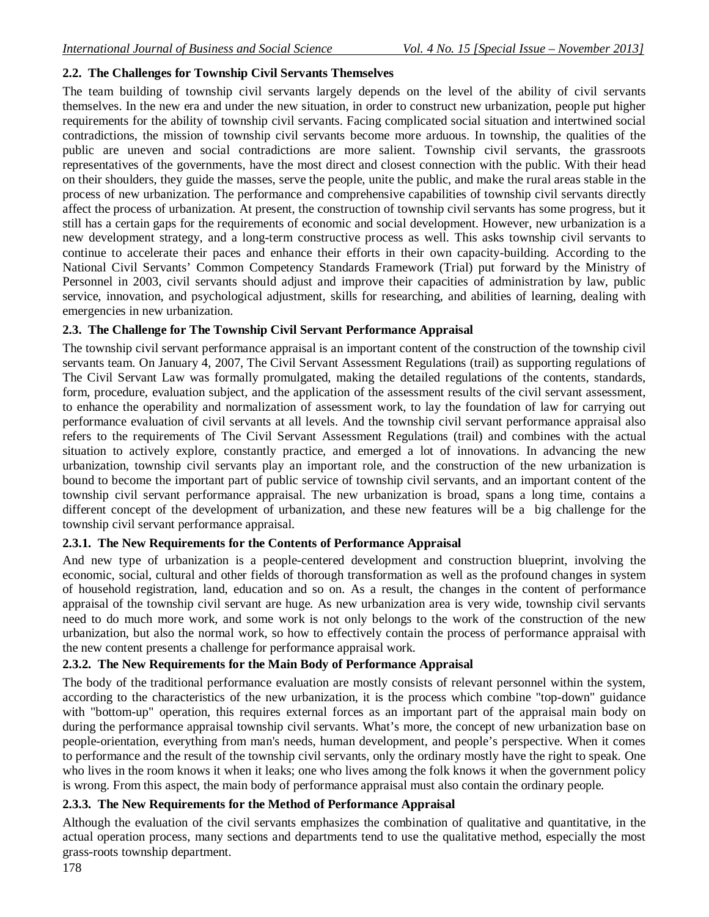### 2.2. The Challenges for Township Civil Servants Themselves

The team building of township civil servants largely depends on the level of the ability of civil servants themselves. In the new era and under the new situation, in order to construct new urbanization, people put higher requirements for the ability of township civil servants. Facing complicated social situation and intertwined social contradictions, the mission of township civil servants become more arduous. In township, the qualities of the public are uneven and social contradictions are more salient. Township civil servants, the grassroots representatives of the governments, have the most direct and closest connection with the public. With their head on their shoulders, they guide the masses, serve the people, unite the public, and make the rural areas stable in the process of new urbanization. The performance and comprehensive capabilities of township civil servants directly affect the process of urbanization. At present, the construction of township civil servants has some progress, but it still has a certain gaps for the requirements of economic and social development. However, new urbanization is a new development strategy, and a long-term constructive process as well. This asks township civil servants to continue to accelerate their paces and enhance their efforts in their own capacity-building. According to the National Civil Servants' Common Competency Standards Framework (Trial) put forward by the Ministry of Personnel in 2003, civil servants should adjust and improve their capacities of administration by law, public service, innovation, and psychological adjustment, skills for researching, and abilities of learning, dealing with emergencies in new urbanization.

### 2.3. The Challenge for The Township Civil Servant Performance Appraisal

The township civil servant performance appraisal is an important content of the construction of the township civil servants team. On January 4, 2007, The Civil Servant Assessment Regulations (trail) as supporting regulations of The Civil Servant Law was formally promulgated, making the detailed regulations of the contents, standards, form, procedure, evaluation subject, and the application of the assessment results of the civil servant assessment, to enhance the operability and normalization of assessment work, to lay the foundation of law for carrying out performance evaluation of civil servants at all levels. And the township civil servant performance appraisal also refers to the requirements of The Civil Servant Assessment Regulations (trail) and combines with the actual situation to actively explore, constantly practice, and emerged a lot of innovations. In advancing the new urbanization, township civil servants play an important role, and the construction of the new urbanization is bound to become the important part of public service of township civil servants, and an important content of the township civil servant performance appraisal. The new urbanization is broad, spans a long time, contains a different concept of the development of urbanization, and these new features will be a big challenge for the township civil servant performance appraisal.

#### 2.3.1. The New Requirements for the Contents of Performance Appraisal

And new type of urbanization is a people-centered development and construction blueprint, involving the economic, social, cultural and other fields of thorough transformation as well as the profound changes in system of household registration, land, education and so on. As a result, the changes in the content of performance appraisal of the township civil servant are huge. As new urbanization area is very wide, township civil servants need to do much more work, and some work is not only belongs to the work of the construction of the new urbanization, but also the normal work, so how to effectively contain the process of performance appraisal with the new content presents a challenge for performance appraisal work.

#### 2.3.2. The New Requirements for the Main Body of Performance Appraisal

The body of the traditional performance evaluation are mostly consists of relevant personnel within the system, according to the characteristics of the new urbanization, it is the process which combine "top-down" guidance with "bottom-up" operation, this requires external forces as an important part of the appraisal main body on during the performance appraisal township civil servants. What's more, the concept of new urbanization base on people-orientation, everything from man's needs, human development, and people's perspective. When it comes to performance and the result of the township civil servants, only the ordinary mostly have the right to speak. One who lives in the room knows it when it leaks; one who lives among the folk knows it when the government policy is wrong. From this aspect, the main body of performance appraisal must also contain the ordinary people.

#### 2.3.3. The New Requirements for the Method of Performance Appraisal

Although the evaluation of the civil servants emphasizes the combination of qualitative and quantitative, in the actual operation process, many sections and departments tend to use the qualitative method, especially the most grass-roots township department.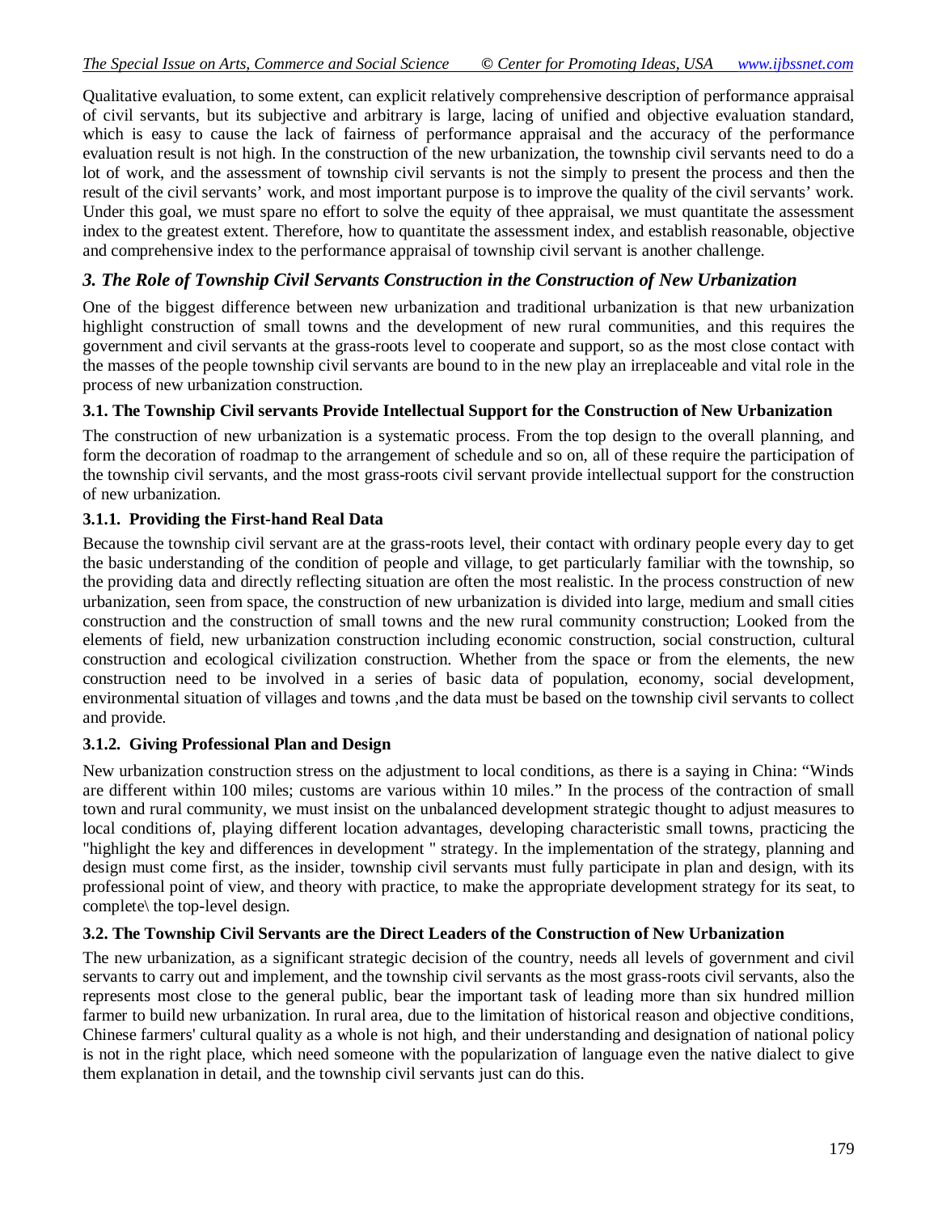Qualitative evaluation, to some extent, can explicit relatively comprehensive description of performance appraisal of civil servants, but its subjective and arbitrary is large, lacing of unified and objective evaluation standard, which is easy to cause the lack of fairness of performance appraisal and the accuracy of the performance evaluation result is not high. In the construction of the new urbanization, the township civil servants need to do a lot of work, and the assessment of township civil servants is not the simply to present the process and then the result of the civil servants' work, and most important purpose is to improve the quality of the civil servants' work. Under this goal, we must spare no effort to solve the equity of thee appraisal, we must quantitate the assessment index to the greatest extent. Therefore, how to quantitate the assessment index, and establish reasonable, objective and comprehensive index to the performance appraisal of township civil servant is another challenge.

## *3. The Role of Township Civil Servants Construction in the Construction of New Urbanization*

One of the biggest difference between new urbanization and traditional urbanization is that new urbanization highlight construction of small towns and the development of new rural communities, and this requires the government and civil servants at the grass-roots level to cooperate and support, so as the most close contact with the masses of the people township civil servants are bound to in the new play an irreplaceable and vital role in the process of new urbanization construction.

### 3.1. The Township Civil servants Provide Intellectual Support for the Construction of New Urbanization

The construction of new urbanization is a systematic process. From the top design to the overall planning, and form the decoration of roadmap to the arrangement of schedule and so on, all of these require the participation of the township civil servants, and the most grass-roots civil servant provide intellectual support for the construction of new urbanization.

#### 3.1.1. Providing the First-hand Real Data

Because the township civil servant are at the grass-roots level, their contact with ordinary people every day to get the basic understanding of the condition of people and village, to get particularly familiar with the township, so the providing data and directly reflecting situation are often the most realistic. In the process construction of new urbanization, seen from space, the construction of new urbanization is divided into large, medium and small cities construction and the construction of small towns and the new rural community construction; Looked from the elements of field, new urbanization construction including economic construction, social construction, cultural construction and ecological civilization construction. Whether from the space or from the elements, the new construction need to be involved in a series of basic data of population, economy, social development, environmental situation of villages and towns ,and the data must be based on the township civil servants to collect and provide.

#### 3.1.2. Giving Professional Plan and Design

New urbanization construction stress on the adjustment to local conditions, as there is a saying in China: "Winds are different within 100 miles; customs are various within 10 miles." In the process of the contraction of small town and rural community, we must insist on the unbalanced development strategic thought to adjust measures to local conditions of, playing different location advantages, developing characteristic small towns, practicing the "highlight the key and differences in development " strategy. In the implementation of the strategy, planning and design must come first, as the insider, township civil servants must fully participate in plan and design, with its professional point of view, and theory with practice, to make the appropriate development strategy for its seat, to complete\ the top-level design.

### 3.2. The Township Civil Servants are the Direct Leaders of the Construction of New Urbanization

The new urbanization, as a significant strategic decision of the country, needs all levels of government and civil servants to carry out and implement, and the township civil servants as the most grass-roots civil servants, also the represents most close to the general public, bear the important task of leading more than six hundred million farmer to build new urbanization. In rural area, due to the limitation of historical reason and objective conditions, Chinese farmers' cultural quality as a whole is not high, and their understanding and designation of national policy is not in the right place, which need someone with the popularization of language even the native dialect to give them explanation in detail, and the township civil servants just can do this.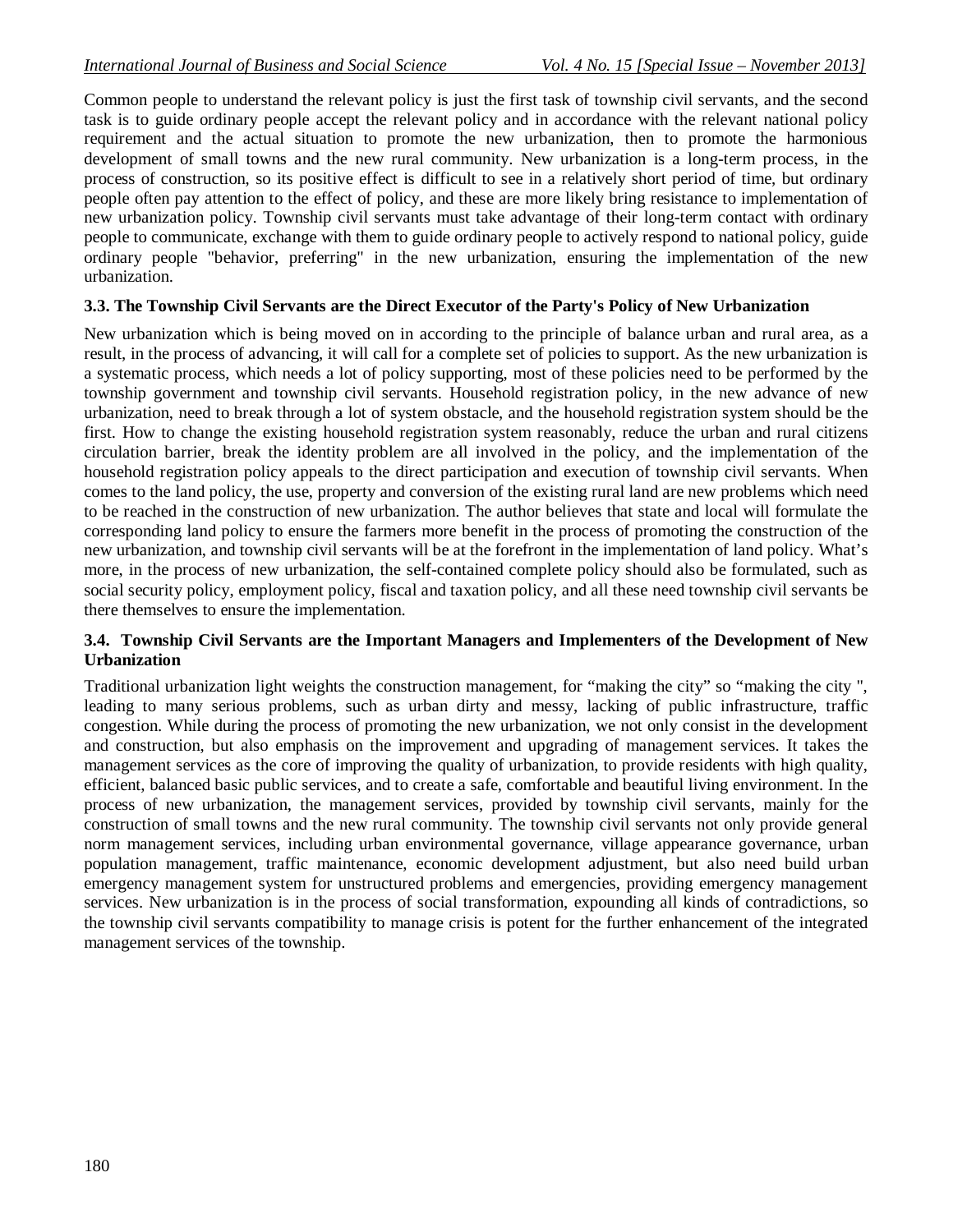Common people to understand the relevant policy is just the first task of township civil servants, and the second task is to guide ordinary people accept the relevant policy and in accordance with the relevant national policy requirement and the actual situation to promote the new urbanization, then to promote the harmonious development of small towns and the new rural community. New urbanization is a long-term process, in the process of construction, so its positive effect is difficult to see in a relatively short period of time, but ordinary people often pay attention to the effect of policy, and these are more likely bring resistance to implementation of new urbanization policy. Township civil servants must take advantage of their long-term contact with ordinary people to communicate, exchange with them to guide ordinary people to actively respond to national policy, guide ordinary people "behavior, preferring" in the new urbanization, ensuring the implementation of the new urbanization.

### 3.3. The Township Civil Servants are the Direct Executor of the Party's Policy of New Urbanization

New urbanization which is being moved on in according to the principle of balance urban and rural area, as a result, in the process of advancing, it will call for a complete set of policies to support. As the new urbanization is a systematic process, which needs a lot of policy supporting, most of these policies need to be performed by the township government and township civil servants. Household registration policy, in the new advance of new urbanization, need to break through a lot of system obstacle, and the household registration system should be the first. How to change the existing household registration system reasonably, reduce the urban and rural citizens circulation barrier, break the identity problem are all involved in the policy, and the implementation of the household registration policy appeals to the direct participation and execution of township civil servants. When comes to the land policy, the use, property and conversion of the existing rural land are new problems which need to be reached in the construction of new urbanization. The author believes that state and local will formulate the corresponding land policy to ensure the farmers more benefit in the process of promoting the construction of the new urbanization, and township civil servants will be at the forefront in the implementation of land policy. What's more, in the process of new urbanization, the self-contained complete policy should also be formulated, such as social security policy, employment policy, fiscal and taxation policy, and all these need township civil servants be there themselves to ensure the implementation.

### 3.4. Township Civil Servants are the Important Managers and Implementers of the Development of New Urbanization

Traditional urbanization light weights the construction management, for "making the city" so "making the city ", leading to many serious problems, such as urban dirty and messy, lacking of public infrastructure, traffic congestion. While during the process of promoting the new urbanization, we not only consist in the development and construction, but also emphasis on the improvement and upgrading of management services. It takes the management services as the core of improving the quality of urbanization, to provide residents with high quality, efficient, balanced basic public services, and to create a safe, comfortable and beautiful living environment. In the process of new urbanization, the management services, provided by township civil servants, mainly for the construction of small towns and the new rural community. The township civil servants not only provide general norm management services, including urban environmental governance, village appearance governance, urban population management, traffic maintenance, economic development adjustment, but also need build urban emergency management system for unstructured problems and emergencies, providing emergency management services. New urbanization is in the process of social transformation, expounding all kinds of contradictions, so the township civil servants compatibility to manage crisis is potent for the further enhancement of the integrated management services of the township.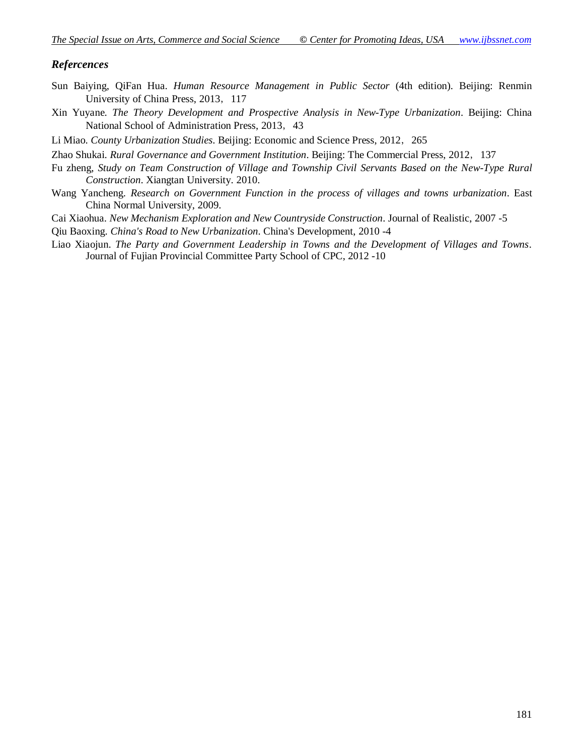### *Refercences*

Sun Baiying, QiFan Hua. *Human Resource Management in Public Sector* (4th edition). Beijing: Renmin University of China Press, 2013，117

Xin Yuyane. *The Theory Development and Prospective Analysis in New-Type Urbanization*. Beijing: China National School of Administration Press, 2013，43

Li Miao. *County Urbanization Studies*. Beijing: Economic and Science Press, 2012，265

Zhao Shukai. *Rural Governance and Government Institution*. Beijing: The Commercial Press, 2012，137

Fu zheng, *Study on Team Construction of Village and Township Civil Servants Based on the New-Type Rural Construction*. Xiangtan University. 2010.

Wang Yancheng. *Research on Government Function in the process of villages and towns urbanization*. East China Normal University, 2009.

Cai Xiaohua. *New Mechanism Exploration and New Countryside Construction*. Journal of Realistic, 2007 -5

Qiu Baoxing. *China's Road to New Urbanization*. China's Development, 2010 -4

Liao Xiaojun. *The Party and Government Leadership in Towns and the Development of Villages and Towns*. Journal of Fujian Provincial Committee Party School of CPC, 2012 -10